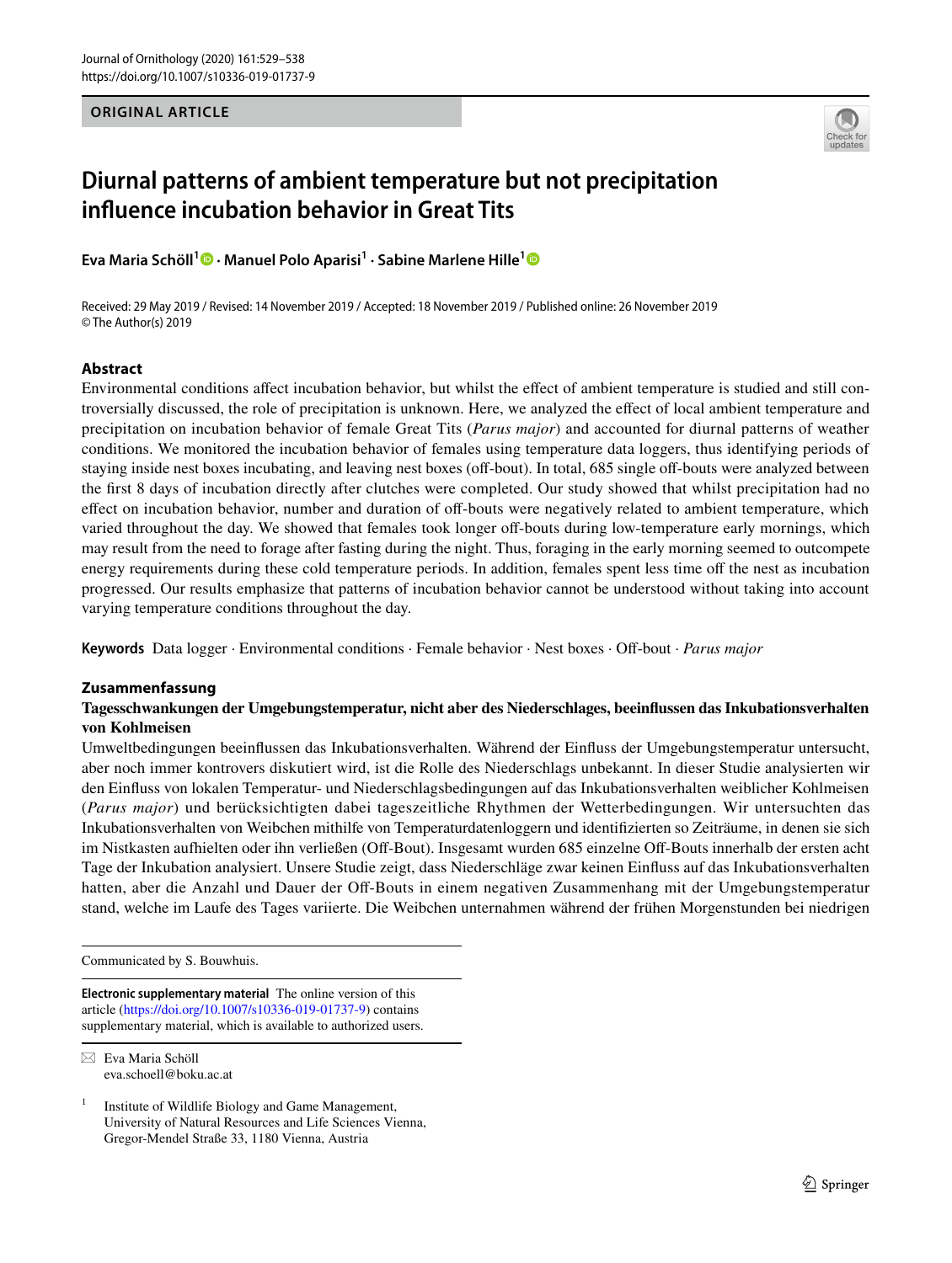ORIGINAL ARTICLE

# Diurnal patterns of ambient temperature but not precipitation influence incubation behavior in Great Tits

**Eva Maria Schöll[1] · Manuel Polo Aparisi[1] · Sabine Marlene Hille[1]**

Received: 29 May 2019 / Revised: 14 November 2019 / Accepted: 18 November 2019 / Published online: 26 November 2019
© The Author(s) 2019

## Abstract

Environmental conditions affect incubation behavior, but whilst the effect of ambient temperature is studied and still controversially discussed, the role of precipitation is unknown. Here, we analyzed the effect of local ambient temperature and precipitation on incubation behavior of female Great Tits (*Parus major*) and accounted for diurnal patterns of weather conditions. We monitored the incubation behavior of females using temperature data loggers, thus identifying periods of staying inside nest boxes incubating, and leaving nest boxes (off-bout). In total, 685 single off-bouts were analyzed between the first 8 days of incubation directly after clutches were completed. Our study showed that whilst precipitation had no effect on incubation behavior, number and duration of off-bouts were negatively related to ambient temperature, which varied throughout the day. We showed that females took longer off-bouts during low-temperature early mornings, which may result from the need to forage after fasting during the night. Thus, foraging in the early morning seemed to outcompete energy requirements during these cold temperature periods. In addition, females spent less time off the nest as incubation progressed. Our results emphasize that patterns of incubation behavior cannot be understood without taking into account varying temperature conditions throughout the day.

**Keywords** Data logger · Environmental conditions · Female behavior · Nest boxes · Off-bout · *Parus major*

## Zusammenfassung

**Tagesschwankungen der Umgebungstemperatur, nicht aber des Niederschlages, beeinflussen das Inkubationsverhalten von Kohlmeisen**

Umweltbedingungen beeinflussen das Inkubationsverhalten. Während der Einfluss der Umgebungstemperatur untersucht, aber noch immer kontrovers diskutiert wird, ist die Rolle des Niederschlags unbekannt. In dieser Studie analysierten wir den Einfluss von lokalen Temperatur- und Niederschlagsbedingungen auf das Inkubationsverhalten weiblicher Kohlmeisen (*Parus major*) und berücksichtigten dabei tageszeitliche Rhythmen der Wetterbedingungen. Wir untersuchten das Inkubationsverhalten von Weibchen mithilfe von Temperaturdatenloggern und identifizierten so Zeiträume, in denen sie sich im Nistkasten aufhielten oder ihn verließen (Off-Bout). Insgesamt wurden 685 einzelne Off-Bouts innerhalb der ersten acht Tage der Inkubation analysiert. Unsere Studie zeigt, dass Niederschläge zwar keinen Einfluss auf das Inkubationsverhalten hatten, aber die Anzahl und Dauer der Off-Bouts in einem negativen Zusammenhang mit der Umgebungstemperatur stand, welche im Laufe des Tages variierte. Die Weibchen unternahmen während der frühen Morgenstunden bei niedrigen

---

Communicated by S. Bouwhuis.

**Electronic supplementary material** The online version of this article (https://doi.org/10.1007/s10336-019-01737-9) contains supplementary material, which is available to authorized users.

✉ Eva Maria Schöll
eva.schoell@boku.ac.at

[1] Institute of Wildlife Biology and Game Management, University of Natural Resources and Life Sciences Vienna, Gregor-Mendel Straße 33, 1180 Vienna, Austria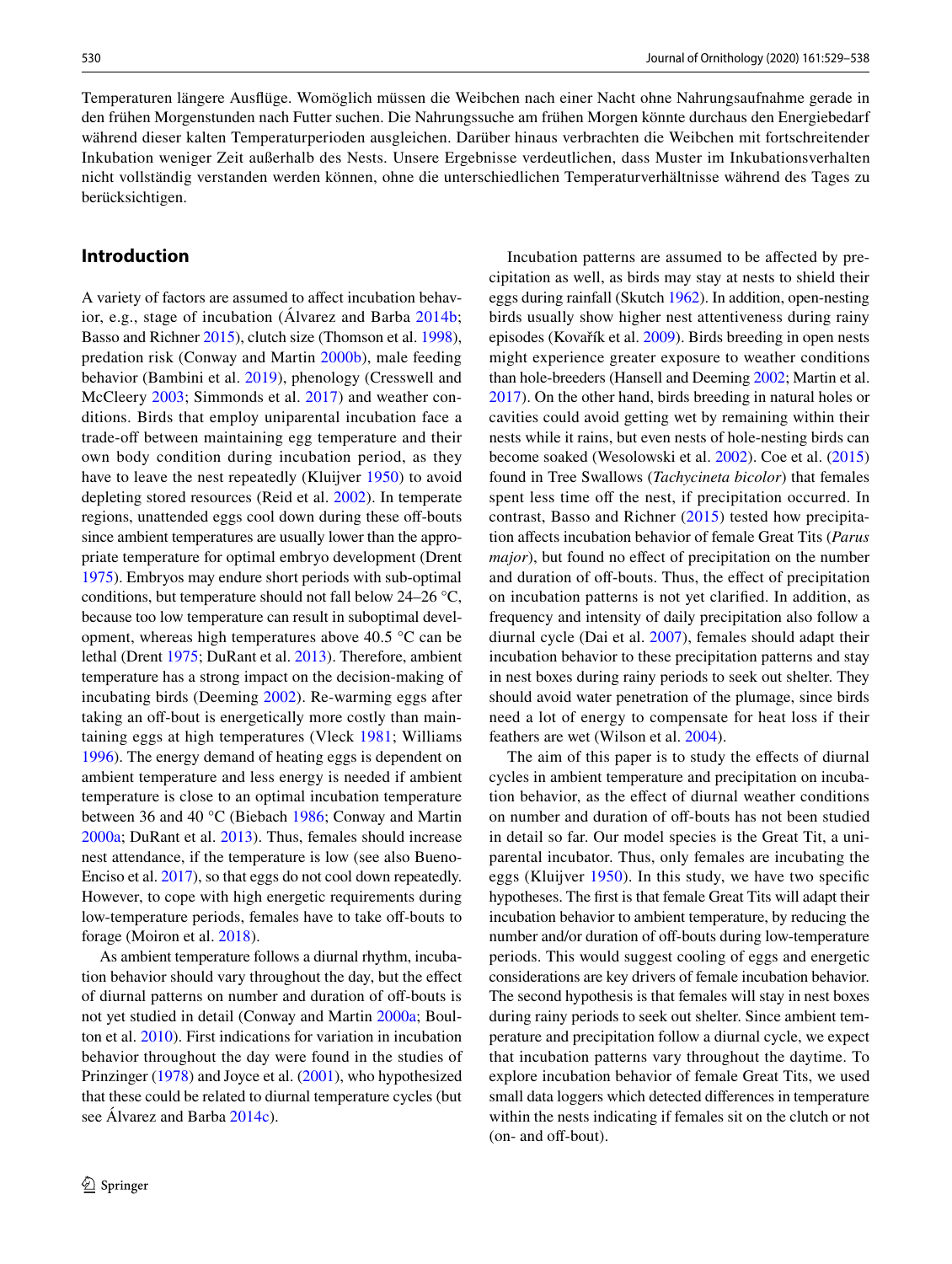Temperaturen längere Ausflüge. Womöglich müssen die Weibchen nach einer Nacht ohne Nahrungsaufnahme gerade in den frühen Morgenstunden nach Futter suchen. Die Nahrungssuche am frühen Morgen könnte durchaus den Energiebedarf während dieser kalten Temperaturperioden ausgleichen. Darüber hinaus verbrachten die Weibchen mit fortschreitender Inkubation weniger Zeit außerhalb des Nests. Unsere Ergebnisse verdeutlichen, dass Muster im Inkubationsverhalten nicht vollständig verstanden werden können, ohne die unterschiedlichen Temperaturverhältnisse während des Tages zu berücksichtigen.

## Introduction

A variety of factors are assumed to affect incubation behavior, e.g., stage of incubation (Álvarez and Barba 2014b; Basso and Richner 2015), clutch size (Thomson et al. 1998), predation risk (Conway and Martin 2000b), male feeding behavior (Bambini et al. 2019), phenology (Cresswell and McCleery 2003; Simmonds et al. 2017) and weather conditions. Birds that employ uniparental incubation face a trade-off between maintaining egg temperature and their own body condition during incubation period, as they have to leave the nest repeatedly (Kluijver 1950) to avoid depleting stored resources (Reid et al. 2002). In temperate regions, unattended eggs cool down during these off-bouts since ambient temperatures are usually lower than the appropriate temperature for optimal embryo development (Drent 1975). Embryos may endure short periods with sub-optimal conditions, but temperature should not fall below 24–26 °C, because too low temperature can result in suboptimal development, whereas high temperatures above 40.5 °C can be lethal (Drent 1975; DuRant et al. 2013). Therefore, ambient temperature has a strong impact on the decision-making of incubating birds (Deeming 2002). Re-warming eggs after taking an off-bout is energetically more costly than maintaining eggs at high temperatures (Vleck 1981; Williams 1996). The energy demand of heating eggs is dependent on ambient temperature and less energy is needed if ambient temperature is close to an optimal incubation temperature between 36 and 40 °C (Biebach 1986; Conway and Martin 2000a; DuRant et al. 2013). Thus, females should increase nest attendance, if the temperature is low (see also Bueno-Enciso et al. 2017), so that eggs do not cool down repeatedly. However, to cope with high energetic requirements during low-temperature periods, females have to take off-bouts to forage (Moiron et al. 2018).

As ambient temperature follows a diurnal rhythm, incubation behavior should vary throughout the day, but the effect of diurnal patterns on number and duration of off-bouts is not yet studied in detail (Conway and Martin 2000a; Boulton et al. 2010). First indications for variation in incubation behavior throughout the day were found in the studies of Prinzinger (1978) and Joyce et al. (2001), who hypothesized that these could be related to diurnal temperature cycles (but see Álvarez and Barba 2014c).

Incubation patterns are assumed to be affected by precipitation as well, as birds may stay at nests to shield their eggs during rainfall (Skutch 1962). In addition, open-nesting birds usually show higher nest attentiveness during rainy episodes (Kovařík et al. 2009). Birds breeding in open nests might experience greater exposure to weather conditions than hole-breeders (Hansell and Deeming 2002; Martin et al. 2017). On the other hand, birds breeding in natural holes or cavities could avoid getting wet by remaining within their nests while it rains, but even nests of hole-nesting birds can become soaked (Wesolowski et al. 2002). Coe et al. (2015) found in Tree Swallows (*Tachycineta bicolor*) that females spent less time off the nest, if precipitation occurred. In contrast, Basso and Richner (2015) tested how precipitation affects incubation behavior of female Great Tits (*Parus major*), but found no effect of precipitation on the number and duration of off-bouts. Thus, the effect of precipitation on incubation patterns is not yet clarified. In addition, as frequency and intensity of daily precipitation also follow a diurnal cycle (Dai et al. 2007), females should adapt their incubation behavior to these precipitation patterns and stay in nest boxes during rainy periods to seek out shelter. They should avoid water penetration of the plumage, since birds need a lot of energy to compensate for heat loss if their feathers are wet (Wilson et al. 2004).

The aim of this paper is to study the effects of diurnal cycles in ambient temperature and precipitation on incubation behavior, as the effect of diurnal weather conditions on number and duration of off-bouts has not been studied in detail so far. Our model species is the Great Tit, a uniparental incubator. Thus, only females are incubating the eggs (Kluijver 1950). In this study, we have two specific hypotheses. The first is that female Great Tits will adapt their incubation behavior to ambient temperature, by reducing the number and/or duration of off-bouts during low-temperature periods. This would suggest cooling of eggs and energetic considerations are key drivers of female incubation behavior. The second hypothesis is that females will stay in nest boxes during rainy periods to seek out shelter. Since ambient temperature and precipitation follow a diurnal cycle, we expect that incubation patterns vary throughout the daytime. To explore incubation behavior of female Great Tits, we used small data loggers which detected differences in temperature within the nests indicating if females sit on the clutch or not (on- and off-bout).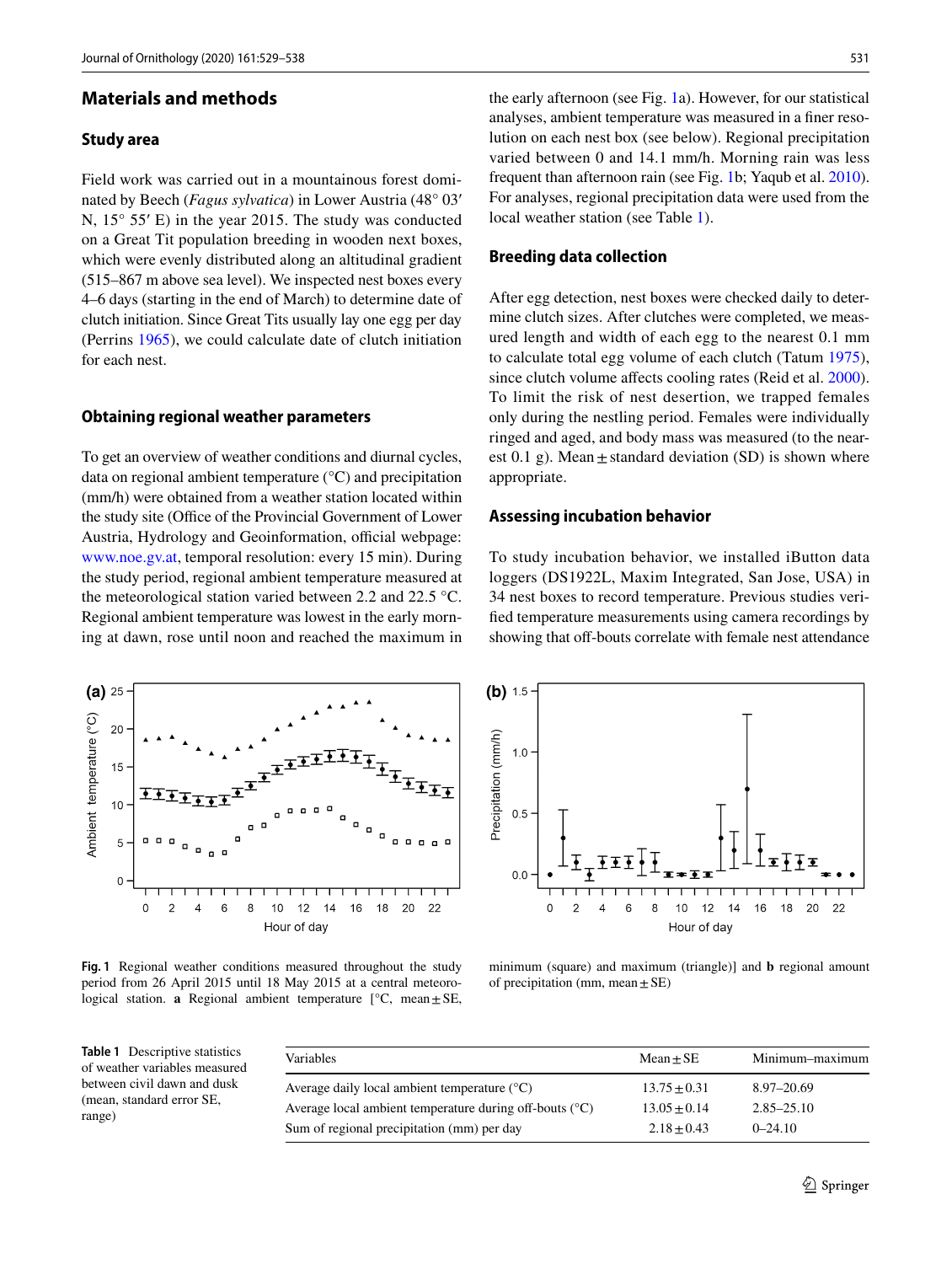## Materials and methods

### Study area

Field work was carried out in a mountainous forest dominated by Beech (*Fagus sylvatica*) in Lower Austria (48° 03′ N, 15° 55′ E) in the year 2015. The study was conducted on a Great Tit population breeding in wooden nest boxes, which were evenly distributed along an altitudinal gradient (515–867 m above sea level). We inspected nest boxes every 4–6 days (starting in the end of March) to determine date of clutch initiation. Since Great Tits usually lay one egg per day (Perrins 1965), we could calculate date of clutch initiation for each nest.

### Obtaining regional weather parameters

To get an overview of weather conditions and diurnal cycles, data on regional ambient temperature (°C) and precipitation (mm/h) were obtained from a weather station located within the study site (Office of the Provincial Government of Lower Austria, Hydrology and Geoinformation, official webpage: www.noe.gv.at, temporal resolution: every 15 min). During the study period, regional ambient temperature measured at the meteorological station varied between 2.2 and 22.5 °C. Regional ambient temperature was lowest in the early morning at dawn, rose until noon and reached the maximum in the early afternoon (see Fig. 1a). However, for our statistical analyses, ambient temperature was measured in a finer resolution on each nest box (see below). Regional precipitation varied between 0 and 14.1 mm/h. Morning rain was less frequent than afternoon rain (see Fig. 1b; Yaqub et al. 2010). For analyses, regional precipitation data were used from the local weather station (see Table 1).

### Breeding data collection

After egg detection, nest boxes were checked daily to determine clutch sizes. After clutches were completed, we measured length and width of each egg to the nearest 0.1 mm to calculate total egg volume of each clutch (Tatum 1975), since clutch volume affects cooling rates (Reid et al. 2000). To limit the risk of nest desertion, we trapped females only during the nestling period. Females were individually ringed and aged, and body mass was measured (to the nearest 0.1 g). Mean ± standard deviation (SD) is shown where appropriate.

### Assessing incubation behavior

To study incubation behavior, we installed iButton data loggers (DS1922L, Maxim Integrated, San Jose, USA) in 34 nest boxes to record temperature. Previous studies verified temperature measurements using camera recordings by showing that off-bouts correlate with female nest attendance

**Fig. 1** Regional weather conditions measured throughout the study period from 26 April 2015 until 18 May 2015 at a central meteorological station. **a** Regional ambient temperature [°C, mean ± SE, minimum (square) and maximum (triangle)] and **b** regional amount of precipitation (mm, mean ± SE)

**Table 1** Descriptive statistics of weather variables measured between civil dawn and dusk (mean, standard error SE, range)

| Variables | Mean ± SE | Minimum–maximum |
|---|---|---|
| Average daily local ambient temperature (°C) | 13.75 ± 0.31 | 8.97–20.69 |
| Average local ambient temperature during off-bouts (°C) | 13.05 ± 0.14 | 2.85–25.10 |
| Sum of regional precipitation (mm) per day | 2.18 ± 0.43 | 0–24.10 |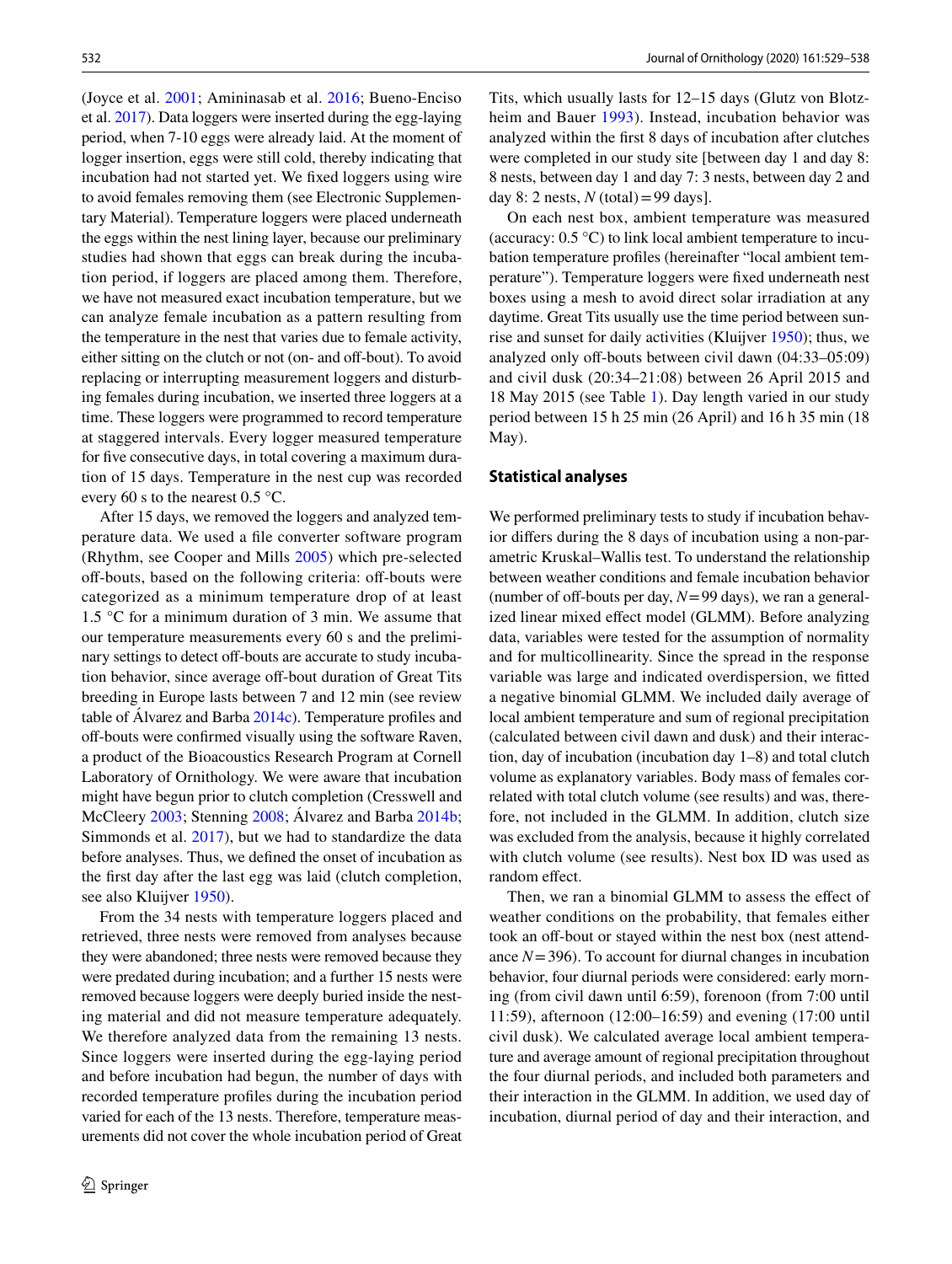(Joyce et al. 2001; Amininasab et al. 2016; Bueno-Enciso et al. 2017). Data loggers were inserted during the egg-laying period, when 7-10 eggs were already laid. At the moment of logger insertion, eggs were still cold, thereby indicating that incubation had not started yet. We fixed loggers using wire to avoid females removing them (see Electronic Supplementary Material). Temperature loggers were placed underneath the eggs within the nest lining layer, because our preliminary studies had shown that eggs can break during the incubation period, if loggers are placed among them. Therefore, we have not measured exact incubation temperature, but we can analyze female incubation as a pattern resulting from the temperature in the nest that varies due to female activity, either sitting on the clutch or not (on- and off-bout). To avoid replacing or interrupting measurement loggers and disturbing females during incubation, we inserted three loggers at a time. These loggers were programmed to record temperature at staggered intervals. Every logger measured temperature for five consecutive days, in total covering a maximum duration of 15 days. Temperature in the nest cup was recorded every 60 s to the nearest 0.5 °C.

After 15 days, we removed the loggers and analyzed temperature data. We used a file converter software program (Rhythm, see Cooper and Mills 2005) which pre-selected off-bouts, based on the following criteria: off-bouts were categorized as a minimum temperature drop of at least 1.5 °C for a minimum duration of 3 min. We assume that our temperature measurements every 60 s and the preliminary settings to detect off-bouts are accurate to study incubation behavior, since average off-bout duration of Great Tits breeding in Europe lasts between 7 and 12 min (see review table of Álvarez and Barba 2014c). Temperature profiles and off-bouts were confirmed visually using the software Raven, a product of the Bioacoustics Research Program at Cornell Laboratory of Ornithology. We were aware that incubation might have begun prior to clutch completion (Cresswell and McCleery 2003; Stenning 2008; Álvarez and Barba 2014b; Simmonds et al. 2017), but we had to standardize the data before analyses. Thus, we defined the onset of incubation as the first day after the last egg was laid (clutch completion, see also Kluijver 1950).

From the 34 nests with temperature loggers placed and retrieved, three nests were removed from analyses because they were abandoned; three nests were removed because they were predated during incubation; and a further 15 nests were removed because loggers were deeply buried inside the nesting material and did not measure temperature adequately. We therefore analyzed data from the remaining 13 nests. Since loggers were inserted during the egg-laying period and before incubation had begun, the number of days with recorded temperature profiles during the incubation period varied for each of the 13 nests. Therefore, temperature measurements did not cover the whole incubation period of Great Tits, which usually lasts for 12–15 days (Glutz von Blotzheim and Bauer 1993). Instead, incubation behavior was analyzed within the first 8 days of incubation after clutches were completed in our study site [between day 1 and day 8: 8 nests, between day 1 and day 7: 3 nests, between day 2 and day 8: 2 nests, $N$ (total) = 99 days].

On each nest box, ambient temperature was measured (accuracy: 0.5 °C) to link local ambient temperature to incubation temperature profiles (hereinafter "local ambient temperature"). Temperature loggers were fixed underneath nest boxes using a mesh to avoid direct solar irradiation at any daytime. Great Tits usually use the time period between sunrise and sunset for daily activities (Kluijver 1950); thus, we analyzed only off-bouts between civil dawn (04:33–05:09) and civil dusk (20:34–21:08) between 26 April 2015 and 18 May 2015 (see Table 1). Day length varied in our study period between 15 h 25 min (26 April) and 16 h 35 min (18 May).

## Statistical analyses

We performed preliminary tests to study if incubation behavior differs during the 8 days of incubation using a non-parametric Kruskal–Wallis test. To understand the relationship between weather conditions and female incubation behavior (number of off-bouts per day, $N = 99$ days), we ran a generalized linear mixed effect model (GLMM). Before analyzing data, variables were tested for the assumption of normality and for multicollinearity. Since the spread in the response variable was large and indicated overdispersion, we fitted a negative binomial GLMM. We included daily average of local ambient temperature and sum of regional precipitation (calculated between civil dawn and dusk) and their interaction, day of incubation (incubation day 1–8) and total clutch volume as explanatory variables. Body mass of females correlated with total clutch volume (see results) and was, therefore, not included in the GLMM. In addition, clutch size was excluded from the analysis, because it highly correlated with clutch volume (see results). Nest box ID was used as random effect.

Then, we ran a binomial GLMM to assess the effect of weather conditions on the probability, that females either took an off-bout or stayed within the nest box (nest attendance $N = 396$). To account for diurnal changes in incubation behavior, four diurnal periods were considered: early morning (from civil dawn until 6:59), forenoon (from 7:00 until 11:59), afternoon (12:00–16:59) and evening (17:00 until civil dusk). We calculated average local ambient temperature and average amount of regional precipitation throughout the four diurnal periods, and included both parameters and their interaction in the GLMM. In addition, we used day of incubation, diurnal period of day and their interaction, and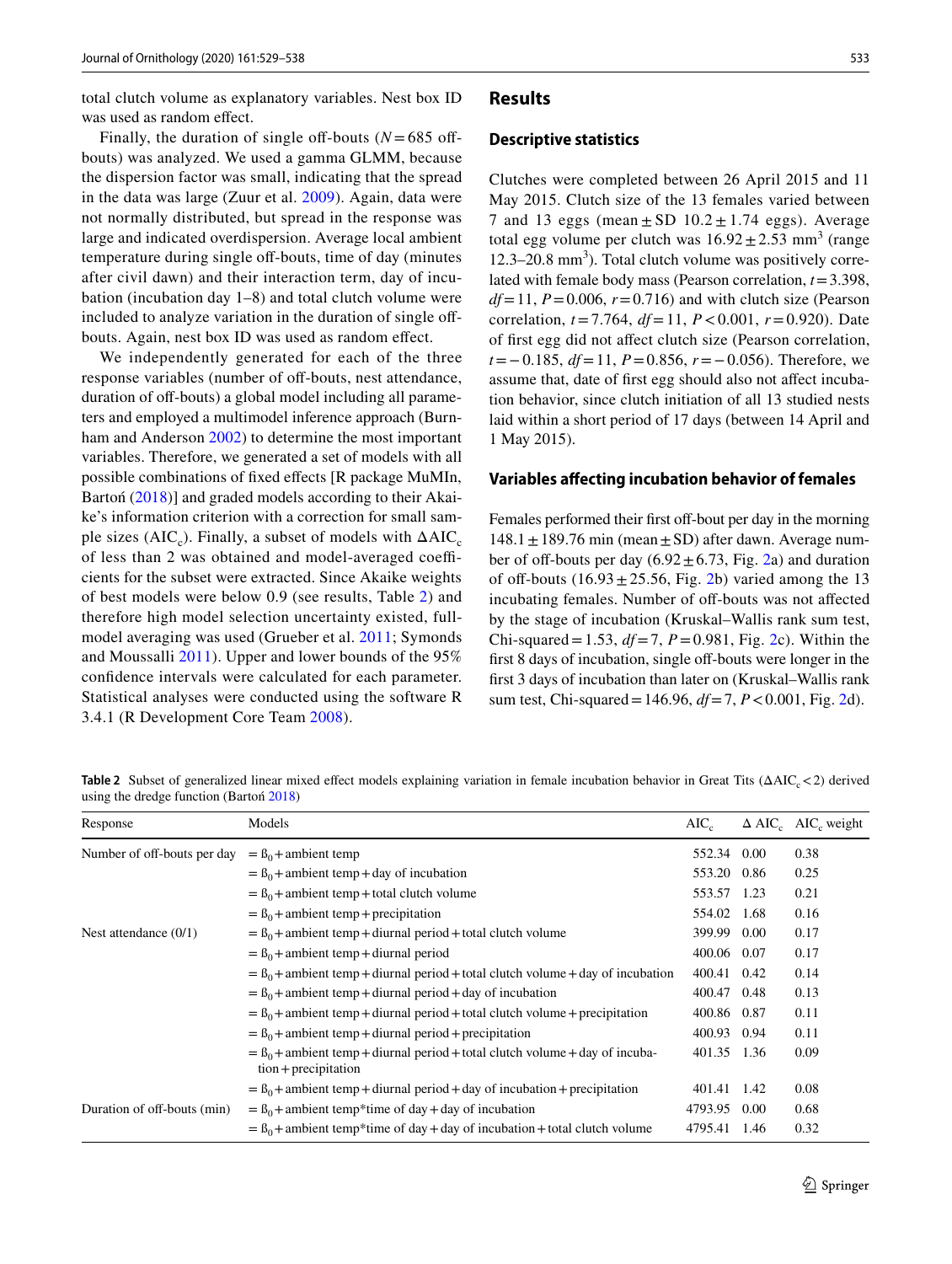total clutch volume as explanatory variables. Nest box ID was used as random effect.

Finally, the duration of single off-bouts ($N = 685$ off-bouts) was analyzed. We used a gamma GLMM, because the dispersion factor was small, indicating that the spread in the data was large (Zuur et al. 2009). Again, data were not normally distributed, but spread in the response was large and indicated overdispersion. Average local ambient temperature during single off-bouts, time of day (minutes after civil dawn) and their interaction term, day of incubation (incubation day 1–8) and total clutch volume were included to analyze variation in the duration of single off-bouts. Again, nest box ID was used as random effect.

We independently generated for each of the three response variables (number of off-bouts, nest attendance, duration of off-bouts) a global model including all parameters and employed a multimodel inference approach (Burnham and Anderson 2002) to determine the most important variables. Therefore, we generated a set of models with all possible combinations of fixed effects [R package MuMIn, Bartoń (2018)] and graded models according to their Akaike's information criterion with a correction for small sample sizes ($AIC_c$). Finally, a subset of models with $\Delta AIC_c$ of less than 2 was obtained and model-averaged coefficients for the subset were extracted. Since Akaike weights of best models were below 0.9 (see results, Table 2) and therefore high model selection uncertainty existed, full-model averaging was used (Grueber et al. 2011; Symonds and Moussalli 2011). Upper and lower bounds of the 95% confidence intervals were calculated for each parameter. Statistical analyses were conducted using the software R 3.4.1 (R Development Core Team 2008).

## Results

### Descriptive statistics

Clutches were completed between 26 April 2015 and 11 May 2015. Clutch size of the 13 females varied between 7 and 13 eggs (mean ± SD 10.2 ± 1.74 eggs). Average total egg volume per clutch was $16.92 \pm 2.53$ $mm^3$ (range 12.3–20.8 $mm^3$). Total clutch volume was positively correlated with female body mass (Pearson correlation, $t = 3.398$, $df = 11$, $P = 0.006$, $r = 0.716$) and with clutch size (Pearson correlation, $t = 7.764$, $df = 11$, $P < 0.001$, $r = 0.920$). Date of first egg did not affect clutch size (Pearson correlation, $t = -0.185$, $df = 11$, $P = 0.856$, $r = -0.056$). Therefore, we assume that, date of first egg should also not affect incubation behavior, since clutch initiation of all 13 studied nests laid within a short period of 17 days (between 14 April and 1 May 2015).

### Variables affecting incubation behavior of females

Females performed their first off-bout per day in the morning 148.1 ± 189.76 min (mean ± SD) after dawn. Average number of off-bouts per day (6.92 ± 6.73, Fig. 2a) and duration of off-bouts (16.93 ± 25.56, Fig. 2b) varied among the 13 incubating females. Number of off-bouts was not affected by the stage of incubation (Kruskal–Wallis rank sum test, Chi-squared = 1.53, $df = 7$, $P = 0.981$, Fig. 2c). Within the first 8 days of incubation, single off-bouts were longer in the first 3 days of incubation than later on (Kruskal–Wallis rank sum test, Chi-squared = 146.96, $df = 7$, $P < 0.001$, Fig. 2d).

**Table 2** Subset of generalized linear mixed effect models explaining variation in female incubation behavior in Great Tits ($\Delta AIC_c < 2$) derived using the dredge function (Bartoń 2018)

| Response | Models | $AIC_c$ | $\Delta$ $AIC_c$ | $AIC_c$ weight |
|---|---|---|---|---|
| Number of off-bouts per day | = $\beta_0$ + ambient temp | 552.34 | 0.00 | 0.38 |
| | = $\beta_0$ + ambient temp + day of incubation | 553.20 | 0.86 | 0.25 |
| | = $\beta_0$ + ambient temp + total clutch volume | 553.57 | 1.23 | 0.21 |
| | = $\beta_0$ + ambient temp + precipitation | 554.02 | 1.68 | 0.16 |
| Nest attendance (0/1) | = $\beta_0$ + ambient temp + diurnal period + total clutch volume | 399.99 | 0.00 | 0.17 |
| | = $\beta_0$ + ambient temp + diurnal period | 400.06 | 0.07 | 0.17 |
| | = $\beta_0$ + ambient temp + diurnal period + total clutch volume + day of incubation | 400.41 | 0.42 | 0.14 |
| | = $\beta_0$ + ambient temp + diurnal period + day of incubation | 400.47 | 0.48 | 0.13 |
| | = $\beta_0$ + ambient temp + diurnal period + total clutch volume + precipitation | 400.86 | 0.87 | 0.11 |
| | = $\beta_0$ + ambient temp + diurnal period + precipitation | 400.93 | 0.94 | 0.11 |
| | = $\beta_0$ + ambient temp + diurnal period + total clutch volume + day of incubation + precipitation | 401.35 | 1.36 | 0.09 |
| | = $\beta_0$ + ambient temp + diurnal period + day of incubation + precipitation | 401.41 | 1.42 | 0.08 |
| Duration of off-bouts (min) | = $\beta_0$ + ambient temp*time of day + day of incubation | 4793.95 | 0.00 | 0.68 |
| | = $\beta_0$ + ambient temp*time of day + day of incubation + total clutch volume | 4795.41 | 1.46 | 0.32 |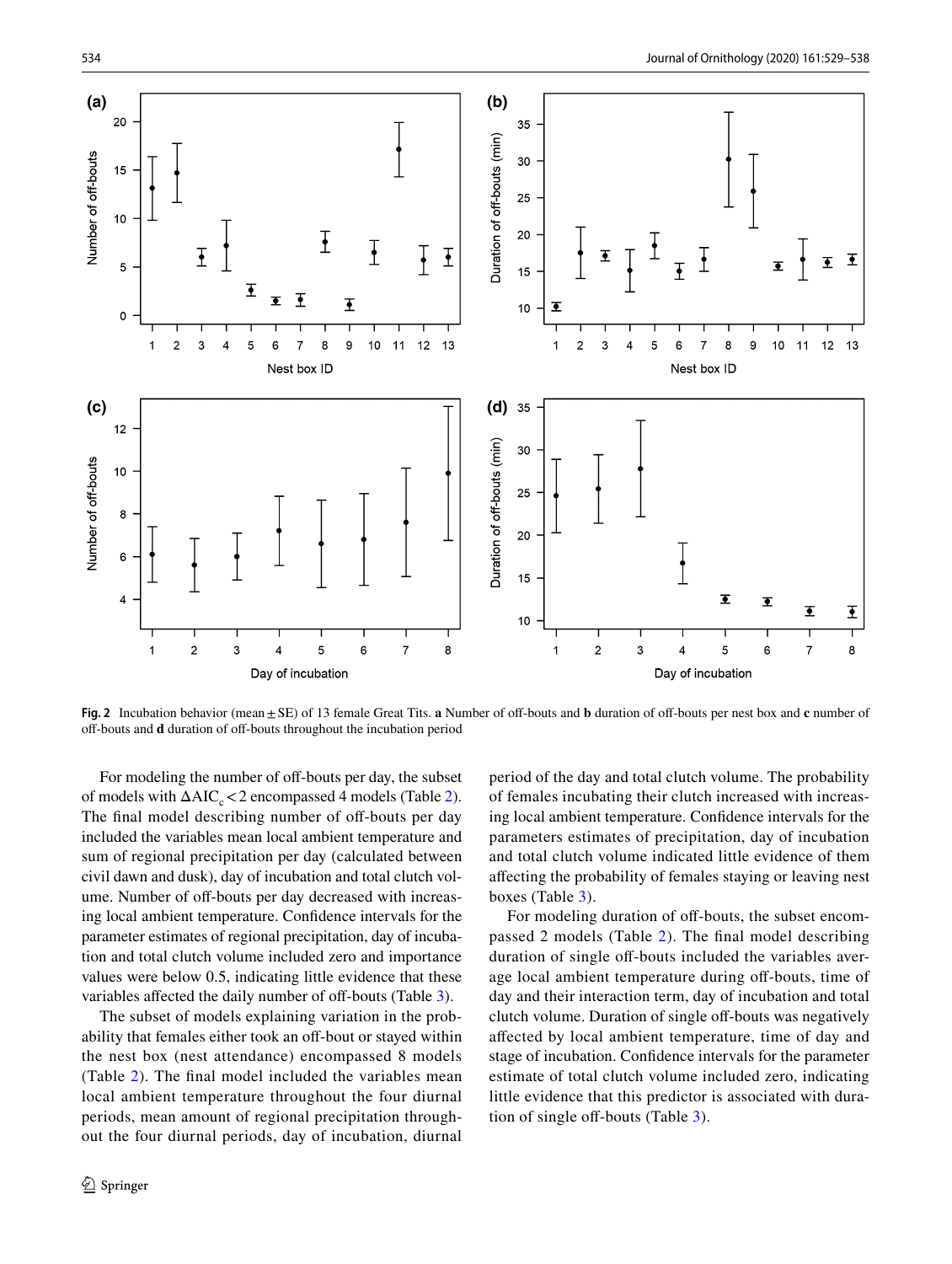**Fig. 2** Incubation behavior (mean ± SE) of 13 female Great Tits. **a** Number of off-bouts and **b** duration of off-bouts per nest box and **c** number of off-bouts and **d** duration of off-bouts throughout the incubation period

For modeling the number of off-bouts per day, the subset of models with $\Delta AIC_c < 2$ encompassed 4 models (Table 2). The final model describing number of off-bouts per day included the variables mean local ambient temperature and sum of regional precipitation per day (calculated between civil dawn and dusk), day of incubation and total clutch volume. Number of off-bouts per day decreased with increasing local ambient temperature. Confidence intervals for the parameter estimates of regional precipitation, day of incubation and total clutch volume included zero and importance values were below 0.5, indicating little evidence that these variables affected the daily number of off-bouts (Table 3).

The subset of models explaining variation in the probability that females either took an off-bout or stayed within the nest box (nest attendance) encompassed 8 models (Table 2). The final model included the variables mean local ambient temperature throughout the four diurnal periods, mean amount of regional precipitation throughout the four diurnal periods, day of incubation, diurnal period of the day and total clutch volume. The probability of females incubating their clutch increased with increasing local ambient temperature. Confidence intervals for the parameters estimates of precipitation, day of incubation and total clutch volume indicated little evidence of them affecting the probability of females staying or leaving nest boxes (Table 3).

For modeling duration of off-bouts, the subset encompassed 2 models (Table 2). The final model describing duration of single off-bouts included the variables average local ambient temperature during off-bouts, time of day and their interaction term, day of incubation and total clutch volume. Duration of single off-bouts was negatively affected by local ambient temperature, time of day and stage of incubation. Confidence intervals for the parameter estimate of total clutch volume included zero, indicating little evidence that this predictor is associated with duration of single off-bouts (Table 3).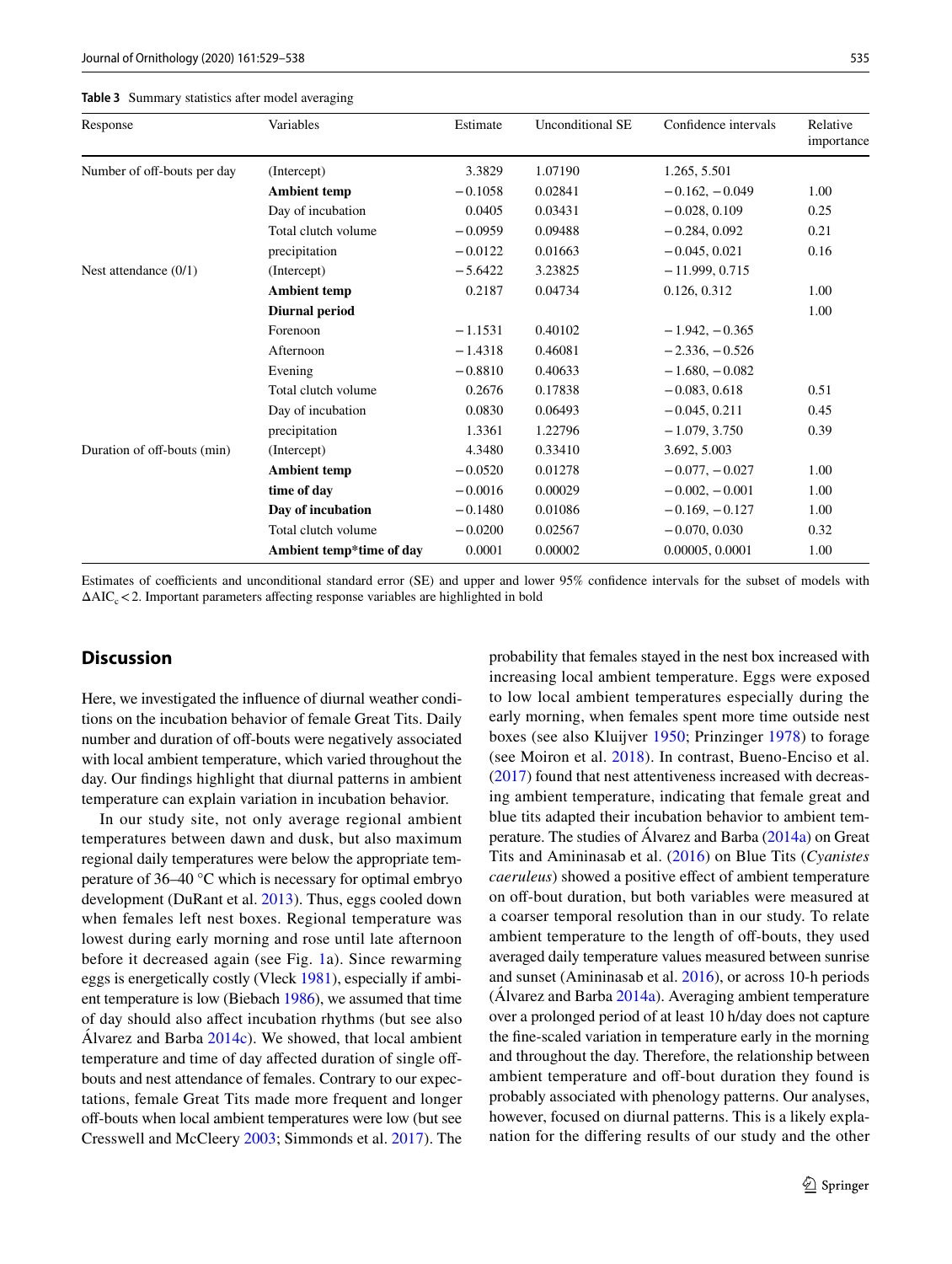**Table 3** Summary statistics after model averaging

| Response | Variables | Estimate | Unconditional SE | Confidence intervals | Relative importance |
|---|---|---|---|---|---|
| Number of off-bouts per day | (Intercept) | 3.3829 | 1.07190 | 1.265, 5.501 | |
| | **Ambient temp** | −0.1058 | 0.02841 | −0.162, −0.049 | 1.00 |
| | Day of incubation | 0.0405 | 0.03431 | −0.028, 0.109 | 0.25 |
| | Total clutch volume | −0.0959 | 0.09488 | −0.284, 0.092 | 0.21 |
| | precipitation | −0.0122 | 0.01663 | −0.045, 0.021 | 0.16 |
| Nest attendance (0/1) | (Intercept) | −5.6422 | 3.23825 | −11.999, 0.715 | |
| | **Ambient temp** | 0.2187 | 0.04734 | 0.126, 0.312 | 1.00 |
| | **Diurnal period** | | | | 1.00 |
| | Forenoon | −1.1531 | 0.40102 | −1.942, −0.365 | |
| | Afternoon | −1.4318 | 0.46081 | −2.336, −0.526 | |
| | Evening | −0.8810 | 0.40633 | −1.680, −0.082 | |
| | Total clutch volume | 0.2676 | 0.17838 | −0.083, 0.618 | 0.51 |
| | Day of incubation | 0.0830 | 0.06493 | −0.045, 0.211 | 0.45 |
| | precipitation | 1.3361 | 1.22796 | −1.079, 3.750 | 0.39 |
| Duration of off-bouts (min) | (Intercept) | 4.3480 | 0.33410 | 3.692, 5.003 | |
| | **Ambient temp** | −0.0520 | 0.01278 | −0.077, −0.027 | 1.00 |
| | **time of day** | −0.0016 | 0.00029 | −0.002, −0.001 | 1.00 |
| | **Day of incubation** | −0.1480 | 0.01086 | −0.169, −0.127 | 1.00 |
| | Total clutch volume | −0.0200 | 0.02567 | −0.070, 0.030 | 0.32 |
| | **Ambient temp*time of day** | 0.0001 | 0.00002 | 0.00005, 0.0001 | 1.00 |

Estimates of coefficients and unconditional standard error (SE) and upper and lower 95% confidence intervals for the subset of models with $\Delta AIC_c < 2$. Important parameters affecting response variables are highlighted in bold

## Discussion

Here, we investigated the influence of diurnal weather conditions on the incubation behavior of female Great Tits. Daily number and duration of off-bouts were negatively associated with local ambient temperature, which varied throughout the day. Our findings highlight that diurnal patterns in ambient temperature can explain variation in incubation behavior.

In our study site, not only average regional ambient temperatures between dawn and dusk, but also maximum regional daily temperatures were below the appropriate temperature of 36–40 °C which is necessary for optimal embryo development (DuRant et al. 2013). Thus, eggs cooled down when females left nest boxes. Regional temperature was lowest during early morning and rose until late afternoon before it decreased again (see Fig. 1a). Since rewarming eggs is energetically costly (Vleck 1981), especially if ambient temperature is low (Biebach 1986), we assumed that time of day should also affect incubation rhythms (but see also Álvarez and Barba 2014c). We showed, that local ambient temperature and time of day affected duration of single off-bouts and nest attendance of females. Contrary to our expectations, female Great Tits made more frequent and longer off-bouts when local ambient temperatures were low (but see Cresswell and McCleery 2003; Simmonds et al. 2017). The probability that females stayed in the nest box increased with increasing local ambient temperature. Eggs were exposed to low local ambient temperatures especially during the early morning, when females spent more time outside nest boxes (see also Kluijver 1950; Prinzinger 1978) to forage (see Moiron et al. 2018). In contrast, Bueno-Enciso et al. (2017) found that nest attentiveness increased with decreasing ambient temperature, indicating that female great and blue tits adapted their incubation behavior to ambient temperature. The studies of Álvarez and Barba (2014a) on Great Tits and Amininasab et al. (2016) on Blue Tits (*Cyanistes caeruleus*) showed a positive effect of ambient temperature on off-bout duration, but both variables were measured at a coarser temporal resolution than in our study. To relate ambient temperature to the length of off-bouts, they used averaged daily temperature values measured between sunrise and sunset (Amininasab et al. 2016), or across 10-h periods (Álvarez and Barba 2014a). Averaging ambient temperature over a prolonged period of at least 10 h/day does not capture the fine-scaled variation in temperature early in the morning and throughout the day. Therefore, the relationship between ambient temperature and off-bout duration they found is probably associated with phenology patterns. Our analyses, however, focused on diurnal patterns. This is a likely explanation for the differing results of our study and the other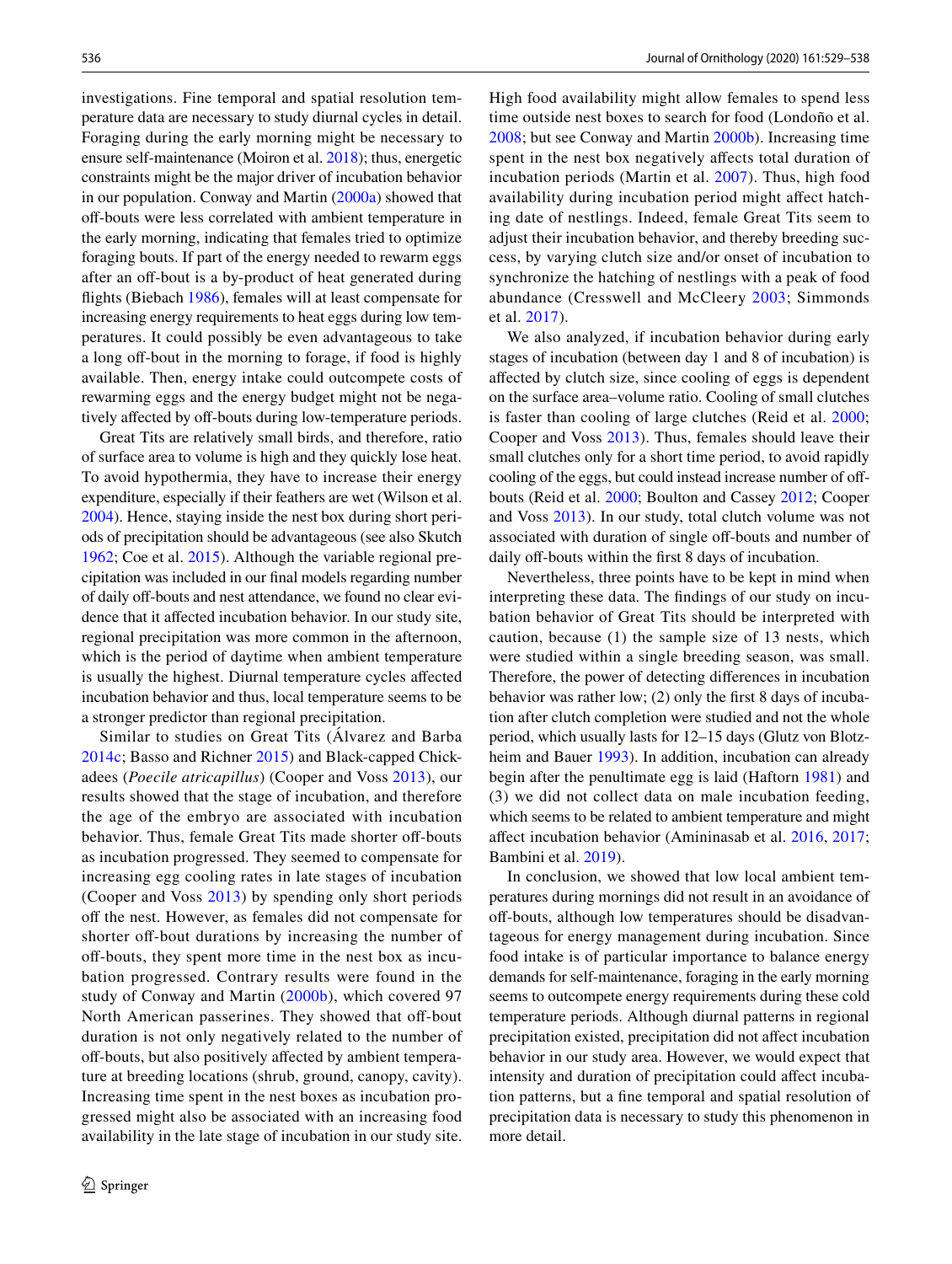investigations. Fine temporal and spatial resolution temperature data are necessary to study diurnal cycles in detail. Foraging during the early morning might be necessary to ensure self-maintenance (Moiron et al. 2018); thus, energetic constraints might be the major driver of incubation behavior in our population. Conway and Martin (2000a) showed that off-bouts were less correlated with ambient temperature in the early morning, indicating that females tried to optimize foraging bouts. If part of the energy needed to rewarm eggs after an off-bout is a by-product of heat generated during flights (Biebach 1986), females will at least compensate for increasing energy requirements to heat eggs during low temperatures. It could possibly be even advantageous to take a long off-bout in the morning to forage, if food is highly available. Then, energy intake could outcompete costs of rewarming eggs and the energy budget might not be negatively affected by off-bouts during low-temperature periods.

Great Tits are relatively small birds, and therefore, ratio of surface area to volume is high and they quickly lose heat. To avoid hypothermia, they have to increase their energy expenditure, especially if their feathers are wet (Wilson et al. 2004). Hence, staying inside the nest box during short periods of precipitation should be advantageous (see also Skutch 1962; Coe et al. 2015). Although the variable regional precipitation was included in our final models regarding number of daily off-bouts and nest attendance, we found no clear evidence that it affected incubation behavior. In our study site, regional precipitation was more common in the afternoon, which is the period of daytime when ambient temperature is usually the highest. Diurnal temperature cycles affected incubation behavior and thus, local temperature seems to be a stronger predictor than regional precipitation.

Similar to studies on Great Tits (Álvarez and Barba 2014c; Basso and Richner 2015) and Black-capped Chickadees (*Poecile atricapillus*) (Cooper and Voss 2013), our results showed that the stage of incubation, and therefore the age of the embryo are associated with incubation behavior. Thus, female Great Tits made shorter off-bouts as incubation progressed. They seemed to compensate for increasing egg cooling rates in late stages of incubation (Cooper and Voss 2013) by spending only short periods off the nest. However, as females did not compensate for shorter off-bout durations by increasing the number of off-bouts, they spent more time in the nest box as incubation progressed. Contrary results were found in the study of Conway and Martin (2000b), which covered 97 North American passerines. They showed that off-bout duration is not only negatively related to the number of off-bouts, but also positively affected by ambient temperature at breeding locations (shrub, ground, canopy, cavity). Increasing time spent in the nest boxes as incubation progressed might also be associated with an increasing food availability in the late stage of incubation in our study site. High food availability might allow females to spend less time outside nest boxes to search for food (Londoño et al. 2008; but see Conway and Martin 2000b). Increasing time spent in the nest box negatively affects total duration of incubation periods (Martin et al. 2007). Thus, high food availability during incubation period might affect hatching date of nestlings. Indeed, female Great Tits seem to adjust their incubation behavior, and thereby breeding success, by varying clutch size and/or onset of incubation to synchronize the hatching of nestlings with a peak of food abundance (Cresswell and McCleery 2003; Simmonds et al. 2017).

We also analyzed, if incubation behavior during early stages of incubation (between day 1 and 8 of incubation) is affected by clutch size, since cooling of eggs is dependent on the surface area–volume ratio. Cooling of small clutches is faster than cooling of large clutches (Reid et al. 2000; Cooper and Voss 2013). Thus, females should leave their small clutches only for a short time period, to avoid rapidly cooling of the eggs, but could instead increase number of off-bouts (Reid et al. 2000; Boulton and Cassey 2012; Cooper and Voss 2013). In our study, total clutch volume was not associated with duration of single off-bouts and number of daily off-bouts within the first 8 days of incubation.

Nevertheless, three points have to be kept in mind when interpreting these data. The findings of our study on incubation behavior of Great Tits should be interpreted with caution, because (1) the sample size of 13 nests, which were studied within a single breeding season, was small. Therefore, the power of detecting differences in incubation behavior was rather low; (2) only the first 8 days of incubation after clutch completion were studied and not the whole period, which usually lasts for 12–15 days (Glutz von Blotzheim and Bauer 1993). In addition, incubation can already begin after the penultimate egg is laid (Haftorn 1981) and (3) we did not collect data on male incubation feeding, which seems to be related to ambient temperature and might affect incubation behavior (Amininasab et al. 2016, 2017; Bambini et al. 2019).

In conclusion, we showed that low local ambient temperatures during mornings did not result in an avoidance of off-bouts, although low temperatures should be disadvantageous for energy management during incubation. Since food intake is of particular importance to balance energy demands for self-maintenance, foraging in the early morning seems to outcompete energy requirements during these cold temperature periods. Although diurnal patterns in regional precipitation existed, precipitation did not affect incubation behavior in our study area. However, we would expect that intensity and duration of precipitation could affect incubation patterns, but a fine temporal and spatial resolution of precipitation data is necessary to study this phenomenon in more detail.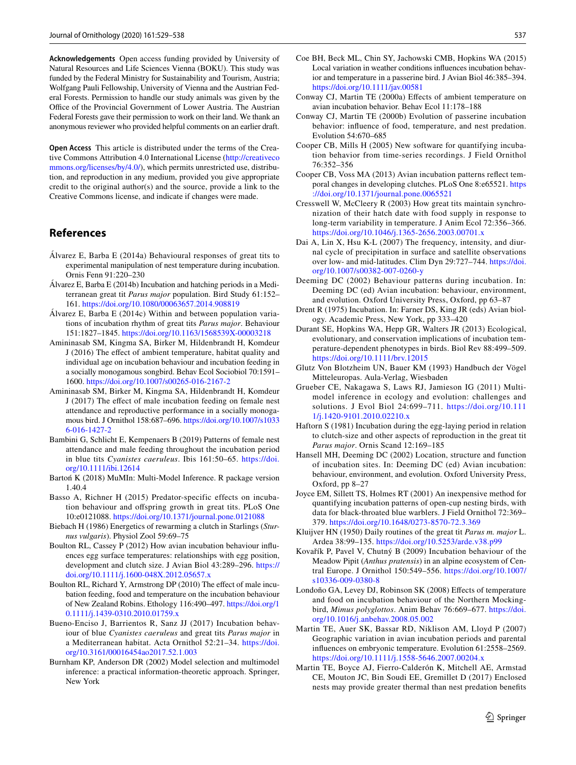**Acknowledgements** Open access funding provided by University of Natural Resources and Life Sciences Vienna (BOKU). This study was funded by the Federal Ministry for Sustainability and Tourism, Austria; Wolfgang Pauli Fellowship, University of Vienna and the Austrian Federal Forests. Permission to handle our study animals was given by the Office of the Provincial Government of Lower Austria. The Austrian Federal Forests gave their permission to work on their land. We thank an anonymous reviewer who provided helpful comments on an earlier draft.

**Open Access** This article is distributed under the terms of the Creative Commons Attribution 4.0 International License (http://creativecommons.org/licenses/by/4.0/), which permits unrestricted use, distribution, and reproduction in any medium, provided you give appropriate credit to the original author(s) and the source, provide a link to the Creative Commons license, and indicate if changes were made.

## References

Álvarez E, Barba E (2014a) Behavioural responses of great tits to experimental manipulation of nest temperature during incubation. Ornis Fenn 91:220–230

Álvarez E, Barba E (2014b) Incubation and hatching periods in a Mediterranean great tit *Parus major* population. Bird Study 61:152–161. https://doi.org/10.1080/00063657.2014.908819

Álvarez E, Barba E (2014c) Within and between population variations of incubation rhythm of great tits *Parus major*. Behaviour 151:1827–1845. https://doi.org/10.1163/1568539X-00003218

Amininasab SM, Kingma SA, Birker M, Hildenbrandt H, Komdeur J (2016) The effect of ambient temperature, habitat quality and individual age on incubation behaviour and incubation feeding in a socially monogamous songbird. Behav Ecol Sociobiol 70:1591–1600. https://doi.org/10.1007/s00265-016-2167-2

Amininasab SM, Birker M, Kingma SA, Hildenbrandt H, Komdeur J (2017) The effect of male incubation feeding on female nest attendance and reproductive performance in a socially monogamous bird. J Ornithol 158:687–696. https://doi.org/10.1007/s10336-016-1427-2

Bambini G, Schlicht E, Kempenaers B (2019) Patterns of female nest attendance and male feeding throughout the incubation period in blue tits *Cyanistes caeruleus*. Ibis 161:50–65. https://doi.org/10.1111/ibi.12614

Bartoń K (2018) MuMIn: Multi-Model Inference. R package version 1.40.4

Basso A, Richner H (2015) Predator-specific effects on incubation behaviour and offspring growth in great tits. PLoS One 10:e0121088. https://doi.org/10.1371/journal.pone.0121088

Biebach H (1986) Energetics of rewarming a clutch in Starlings (*Sturnus vulgaris*). Physiol Zool 59:69–75

Boulton RL, Cassey P (2012) How avian incubation behaviour influences egg surface temperatures: relationships with egg position, development and clutch size. J Avian Biol 43:289–296. https://doi.org/10.1111/j.1600-048X.2012.05657.x

Boulton RL, Richard Y, Armstrong DP (2010) The effect of male incubation feeding, food and temperature on the incubation behaviour of New Zealand Robins. Ethology 116:490–497. https://doi.org/10.1111/j.1439-0310.2010.01759.x

Bueno-Enciso J, Barrientos R, Sanz JJ (2017) Incubation behaviour of blue *Cyanistes caeruleus* and great tits *Parus major* in a Mediterranean habitat. Acta Ornithol 52:21–34. https://doi.org/10.3161/00016454ao2017.52.1.003

Burnham KP, Anderson DR (2002) Model selection and multimodel inference: a practical information-theoretic approach. Springer, New York

Coe BH, Beck ML, Chin SY, Jachowski CMB, Hopkins WA (2015) Local variation in weather conditions influences incubation behavior and temperature in a passerine bird. J Avian Biol 46:385–394. https://doi.org/10.1111/jav.00581

Conway CJ, Martin TE (2000a) Effects of ambient temperature on avian incubation behavior. Behav Ecol 11:178–188

Conway CJ, Martin TE (2000b) Evolution of passerine incubation behavior: influence of food, temperature, and nest predation. Evolution 54:670–685

Cooper CB, Mills H (2005) New software for quantifying incubation behavior from time-series recordings. J Field Ornithol 76:352–356

Cooper CB, Voss MA (2013) Avian incubation patterns reflect temporal changes in developing clutches. PLoS One 8:e65521. https://doi.org/10.1371/journal.pone.0065521

Cresswell W, McCleery R (2003) How great tits maintain synchronization of their hatch date with food supply in response to long-term variability in temperature. J Anim Ecol 72:356–366. https://doi.org/10.1046/j.1365-2656.2003.00701.x

Dai A, Lin X, Hsu K-L (2007) The frequency, intensity, and diurnal cycle of precipitation in surface and satellite observations over low- and mid-latitudes. Clim Dyn 29:727–744. https://doi.org/10.1007/s00382-007-0260-y

Deeming DC (2002) Behaviour patterns during incubation. In: Deeming DC (ed) Avian incubation: behaviour, environment, and evolution. Oxford University Press, Oxford, pp 63–87

Drent R (1975) Incubation. In: Farner DS, King JR (eds) Avian biology. Academic Press, New York, pp 333–420

Durant SE, Hopkins WA, Hepp GR, Walters JR (2013) Ecological, evolutionary, and conservation implications of incubation temperature-dependent phenotypes in birds. Biol Rev 88:499–509. https://doi.org/10.1111/brv.12015

Glutz Von Blotzheim UN, Bauer KM (1993) Handbuch der Vögel Mitteleuropas. Aula-Verlag, Wiesbaden

Grueber CE, Nakagawa S, Laws RJ, Jamieson IG (2011) Multimodel inference in ecology and evolution: challenges and solutions. J Evol Biol 24:699–711. https://doi.org/10.1111/j.1420-9101.2010.02210.x

Haftorn S (1981) Incubation during the egg-laying period in relation to clutch-size and other aspects of reproduction in the great tit *Parus major*. Ornis Scand 12:169–185

Hansell MH, Deeming DC (2002) Location, structure and function of incubation sites. In: Deeming DC (ed) Avian incubation: behaviour, environment, and evolution. Oxford University Press, Oxford, pp 8–27

Joyce EM, Sillett TS, Holmes RT (2001) An inexpensive method for quantifying incubation patterns of open-cup nesting birds, with data for black-throated blue warblers. J Field Ornithol 72:369–379. https://doi.org/10.1648/0273-8570-72.3.369

Kluijver HN (1950) Daily routines of the great tit *Parus m. major* L. Ardea 38:99–135. https://doi.org/10.5253/arde.v38.p99

Kovařík P, Pavel V, Chutný B (2009) Incubation behaviour of the Meadow Pipit (*Anthus pratensis*) in an alpine ecosystem of Central Europe. J Ornithol 150:549–556. https://doi.org/10.1007/s10336-009-0380-8

Londoño GA, Levey DJ, Robinson SK (2008) Effects of temperature and food on incubation behaviour of the Northern Mockingbird, *Mimus polyglottos*. Anim Behav 76:669–677. https://doi.org/10.1016/j.anbehav.2008.05.002

Martin TE, Auer SK, Bassar RD, Niklison AM, Lloyd P (2007) Geographic variation in avian incubation periods and parental influences on embryonic temperature. Evolution 61:2558–2569. https://doi.org/10.1111/j.1558-5646.2007.00204.x

Martin TE, Boyce AJ, Fierro-Calderón K, Mitchell AE, Armstad CE, Mouton JC, Bin Soudi EE, Gremillet D (2017) Enclosed nests may provide greater thermal than nest predation benefits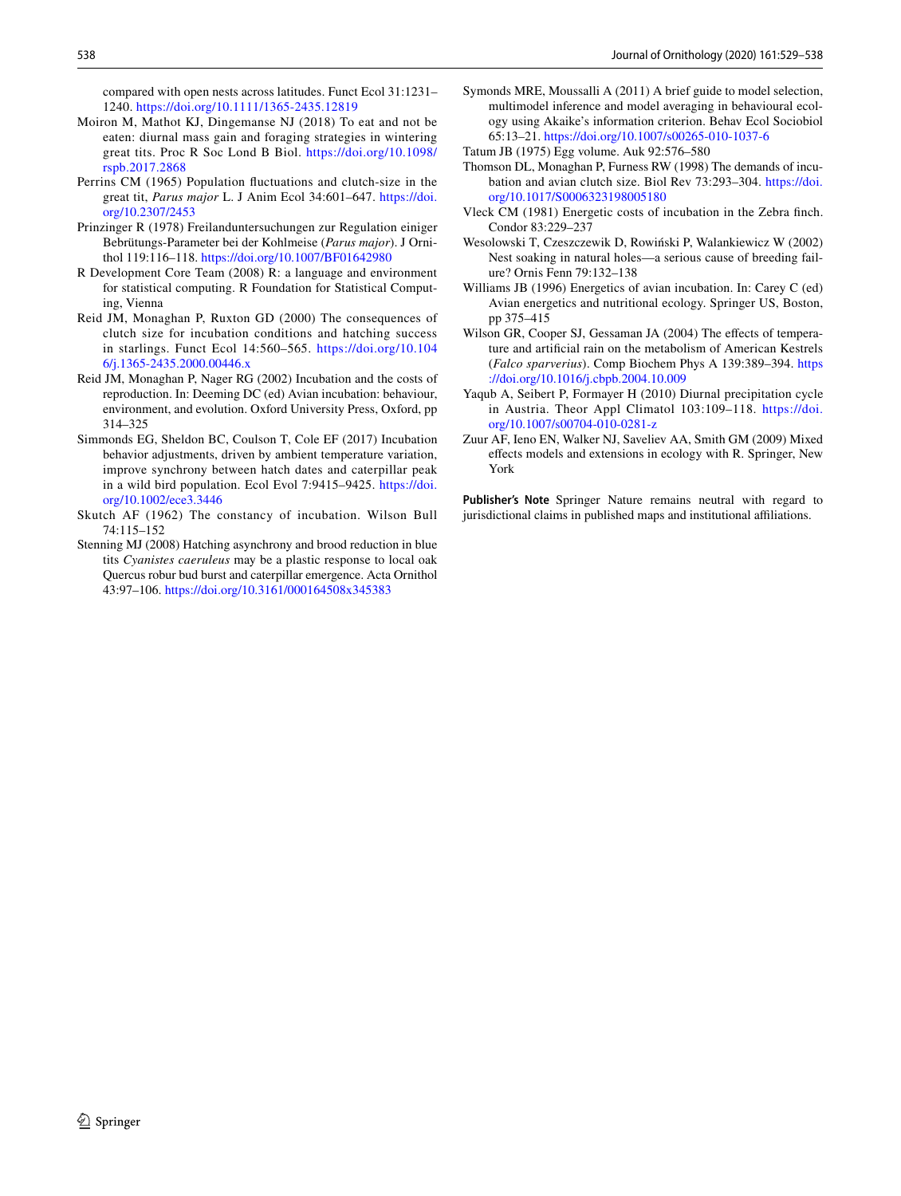compared with open nests across latitudes. Funct Ecol 31:1231–1240. https://doi.org/10.1111/1365-2435.12819

Moiron M, Mathot KJ, Dingemanse NJ (2018) To eat and not be eaten: diurnal mass gain and foraging strategies in wintering great tits. Proc R Soc Lond B Biol. https://doi.org/10.1098/rspb.2017.2868

Perrins CM (1965) Population fluctuations and clutch-size in the great tit, *Parus major* L. J Anim Ecol 34:601–647. https://doi.org/10.2307/2453

Prinzinger R (1978) Freilanduntersuchungen zur Regulation einiger Bebrütungs-Parameter bei der Kohlmeise (*Parus major*). J Ornithol 119:116–118. https://doi.org/10.1007/BF01642980

R Development Core Team (2008) R: a language and environment for statistical computing. R Foundation for Statistical Computing, Vienna

Reid JM, Monaghan P, Ruxton GD (2000) The consequences of clutch size for incubation conditions and hatching success in starlings. Funct Ecol 14:560–565. https://doi.org/10.1046/j.1365-2435.2000.00446.x

Reid JM, Monaghan P, Nager RG (2002) Incubation and the costs of reproduction. In: Deeming DC (ed) Avian incubation: behaviour, environment, and evolution. Oxford University Press, Oxford, pp 314–325

Simmonds EG, Sheldon BC, Coulson T, Cole EF (2017) Incubation behavior adjustments, driven by ambient temperature variation, improve synchrony between hatch dates and caterpillar peak in a wild bird population. Ecol Evol 7:9415–9425. https://doi.org/10.1002/ece3.3446

Skutch AF (1962) The constancy of incubation. Wilson Bull 74:115–152

Stenning MJ (2008) Hatching asynchrony and brood reduction in blue tits *Cyanistes caeruleus* may be a plastic response to local oak Quercus robur bud burst and caterpillar emergence. Acta Ornithol 43:97–106. https://doi.org/10.3161/000164508x345383

Symonds MRE, Moussalli A (2011) A brief guide to model selection, multimodel inference and model averaging in behavioural ecology using Akaike's information criterion. Behav Ecol Sociobiol 65:13–21. https://doi.org/10.1007/s00265-010-1037-6

Tatum JB (1975) Egg volume. Auk 92:576–580

Thomson DL, Monaghan P, Furness RW (1998) The demands of incubation and avian clutch size. Biol Rev 73:293–304. https://doi.org/10.1017/S0006323198005180

Vleck CM (1981) Energetic costs of incubation in the Zebra finch. Condor 83:229–237

Wesolowski T, Czeszczewik D, Rowiński P, Walankiewicz W (2002) Nest soaking in natural holes—a serious cause of breeding failure? Ornis Fenn 79:132–138

Williams JB (1996) Energetics of avian incubation. In: Carey C (ed) Avian energetics and nutritional ecology. Springer US, Boston, pp 375–415

Wilson GR, Cooper SJ, Gessaman JA (2004) The effects of temperature and artificial rain on the metabolism of American Kestrels (*Falco sparverius*). Comp Biochem Phys A 139:389–394. https://doi.org/10.1016/j.cbpb.2004.10.009

Yaqub A, Seibert P, Formayer H (2010) Diurnal precipitation cycle in Austria. Theor Appl Climatol 103:109–118. https://doi.org/10.1007/s00704-010-0281-z

Zuur AF, Ieno EN, Walker NJ, Saveliev AA, Smith GM (2009) Mixed effects models and extensions in ecology with R. Springer, New York

**Publisher's Note** Springer Nature remains neutral with regard to jurisdictional claims in published maps and institutional affiliations.